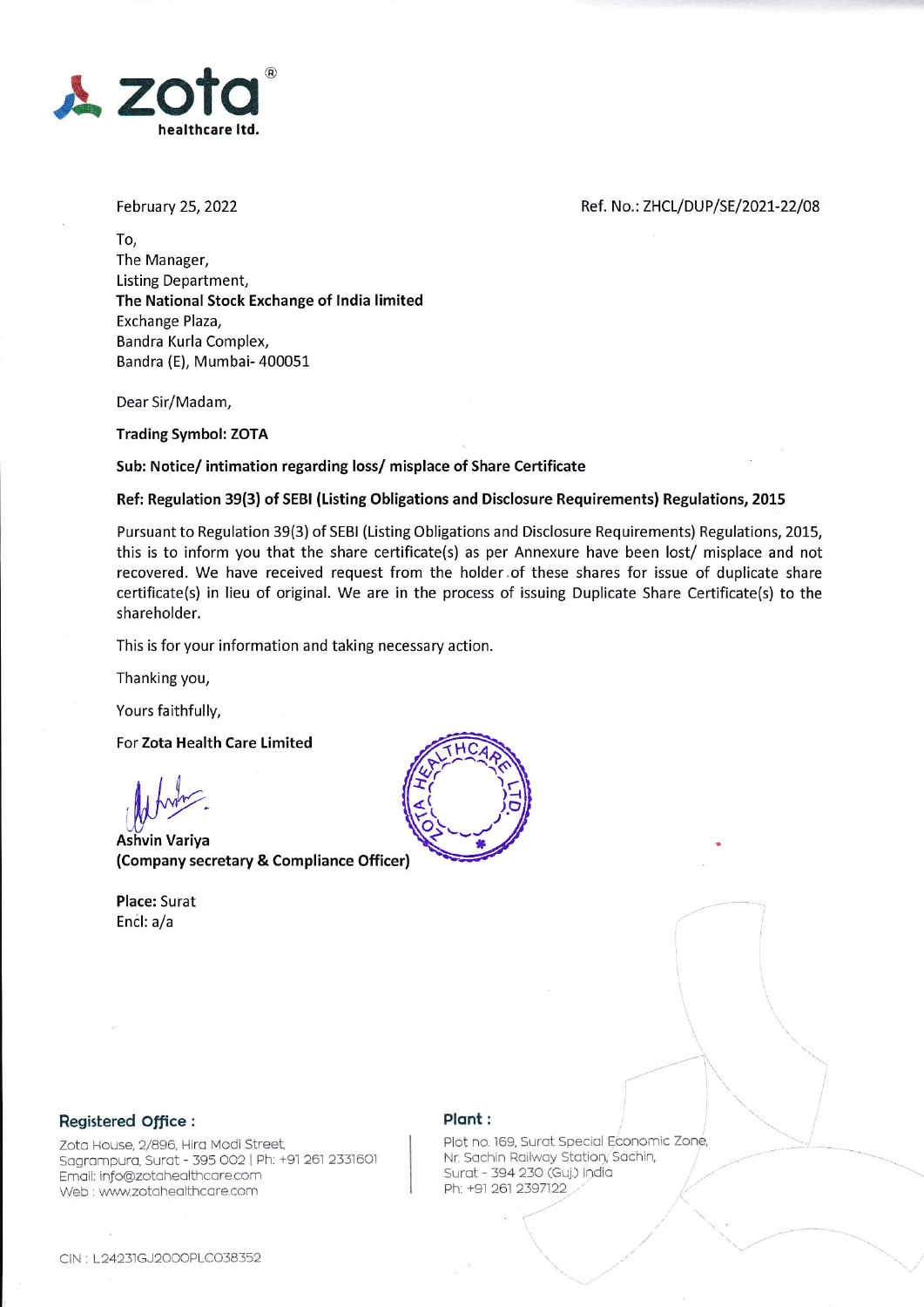**zota** healthcare ltd.

February 25, 2022

Ref. No.: ZHCL/DUP/SE/2021-22/08

To,
The Manager,
Listing Department,
**The National Stock Exchange of India limited**
Exchange Plaza,
Bandra Kurla Complex,
Bandra (E), Mumbai- 400051

Dear Sir/Madam,

**Trading Symbol: ZOTA**

**Sub: Notice/ intimation regarding loss/ misplace of Share Certificate**

**Ref: Regulation 39(3) of SEBI (Listing Obligations and Disclosure Requirements) Regulations, 2015**

Pursuant to Regulation 39(3) of SEBI (Listing Obligations and Disclosure Requirements) Regulations, 2015, this is to inform you that the share certificate(s) as per Annexure have been lost/ misplace and not recovered. We have received request from the holder of these shares for issue of duplicate share certificate(s) in lieu of original. We are in the process of issuing Duplicate Share Certificate(s) to the shareholder.

This is for your information and taking necessary action.

Thanking you,

Yours faithfully,

For **Zota Health Care Limited**

**Ashvin Variya**
**(Company secretary & Compliance Officer)**

**Place:** Surat
Encl: a/a

**Registered Office :**
Zota House, 2/896, Hira Modi Street,
Sagrampura, Surat - 395 002 | Ph: +91 261 2331601
Email: info@zotahealthcare.com
Web : www.zotahealthcare.com

**Plant :**
Plot no. 169, Surat Special Economic Zone,
Nr. Sachin Railway Station, Sachin,
Surat - 394 230 (Guj.) India
Ph: +91 261 2397122

CIN : L24231GJ2000PLC038352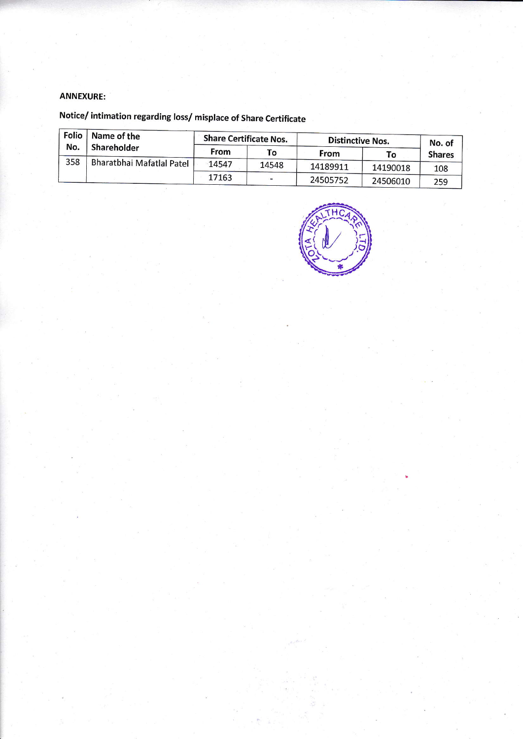**ANNEXURE:**

**Notice/ intimation regarding loss/ misplace of Share Certificate**

| Folio No. | Name of the Shareholder | Share Certificate Nos. | | Distinctive Nos. | | No. of Shares |
|---|---|---|---|---|---|---|
| | | From | To | From | To | |
| 358 | Bharatbhai Mafatlal Patel | 14547 | 14548 | 14189911 | 14190018 | 108 |
| | | 17163 | - | 24505752 | 24506010 | 259 |